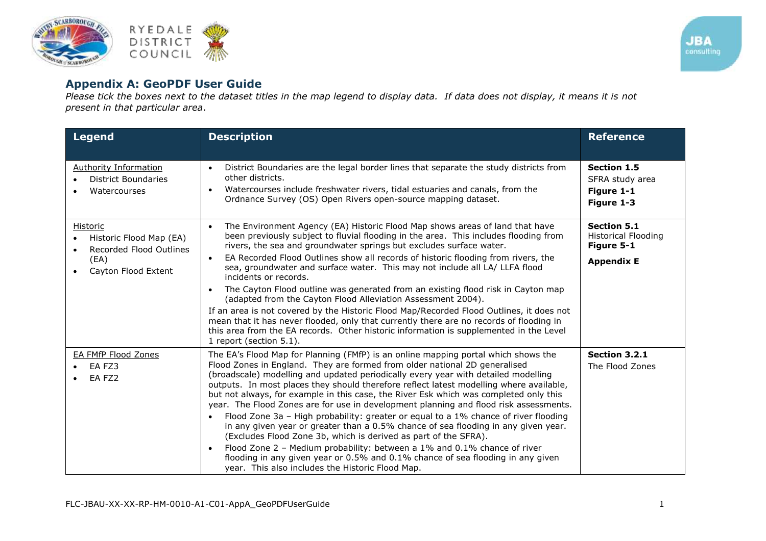## Appendix A: GeoPDF User Guide

*Please tick the boxes next to the dataset titles in the map legend to display data. If data does not display, it means it is not present in that particular area.*

| Legend | Description | Reference |
|---|---|---|
| Authority Information<br>• District Boundaries<br>• Watercourses | • District Boundaries are the legal border lines that separate the study districts from other districts.<br>• Watercourses include freshwater rivers, tidal estuaries and canals, from the Ordnance Survey (OS) Open Rivers open-source mapping dataset. | **Section 1.5**<br>SFRA study area<br>**Figure 1-1**<br>**Figure 1-3** |
| Historic<br>• Historic Flood Map (EA)<br>• Recorded Flood Outlines (EA)<br>• Cayton Flood Extent | • The Environment Agency (EA) Historic Flood Map shows areas of land that have been previously subject to fluvial flooding in the area. This includes flooding from rivers, the sea and groundwater springs but excludes surface water.<br>• EA Recorded Flood Outlines show all records of historic flooding from rivers, the sea, groundwater and surface water. This may not include all LA/ LLFA flood incidents or records.<br>• The Cayton Flood outline was generated from an existing flood risk in Cayton map (adapted from the Cayton Flood Alleviation Assessment 2004).<br>If an area is not covered by the Historic Flood Map/Recorded Flood Outlines, it does not mean that it has never flooded, only that currently there are no records of flooding in this area from the EA records. Other historic information is supplemented in the Level 1 report (section 5.1). | **Section 5.1**<br>Historical Flooding<br>**Figure 5-1**<br>**Appendix E** |
| EA FMfP Flood Zones<br>• EA FZ3<br>• EA FZ2 | The EA's Flood Map for Planning (FMfP) is an online mapping portal which shows the Flood Zones in England. They are formed from older national 2D generalised (broadscale) modelling and updated periodically every year with detailed modelling outputs. In most places they should therefore reflect latest modelling where available, but not always, for example in this case, the River Esk which was completed only this year. The Flood Zones are for use in development planning and flood risk assessments.<br>• Flood Zone 3a – High probability: greater or equal to a 1% chance of river flooding in any given year or greater than a 0.5% chance of sea flooding in any given year. (Excludes Flood Zone 3b, which is derived as part of the SFRA).<br>• Flood Zone 2 – Medium probability: between a 1% and 0.1% chance of river flooding in any given year or 0.5% and 0.1% chance of sea flooding in any given year. This also includes the Historic Flood Map. | **Section 3.2.1**<br>The Flood Zones |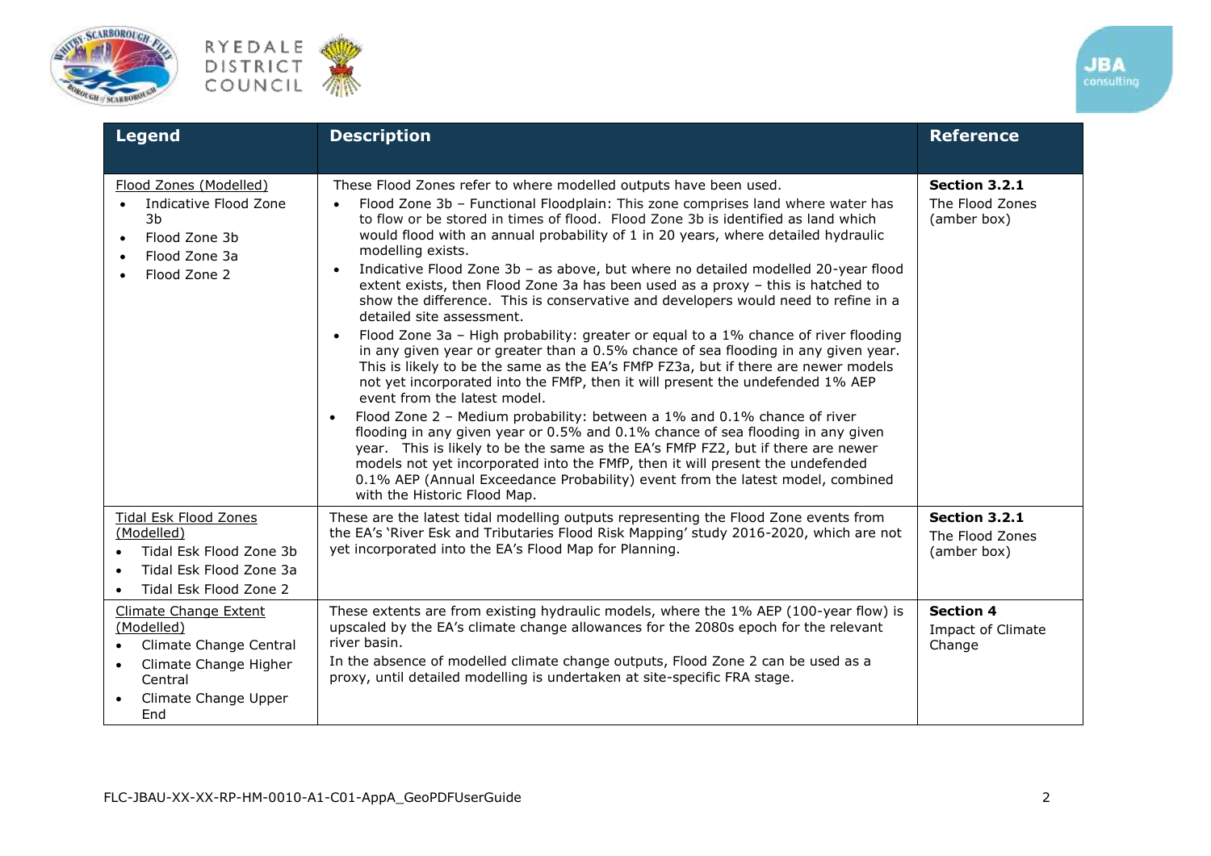| Legend | Description | Reference |
|---|---|---|
| Flood Zones (Modelled)<br>• Indicative Flood Zone 3b<br>• Flood Zone 3b<br>• Flood Zone 3a<br>• Flood Zone 2 | These Flood Zones refer to where modelled outputs have been used.<br>• Flood Zone 3b – Functional Floodplain: This zone comprises land where water has to flow or be stored in times of flood. Flood Zone 3b is identified as land which would flood with an annual probability of 1 in 20 years, where detailed hydraulic modelling exists.<br>• Indicative Flood Zone 3b – as above, but where no detailed modelled 20-year flood extent exists, then Flood Zone 3a has been used as a proxy – this is hatched to show the difference. This is conservative and developers would need to refine in a detailed site assessment.<br>• Flood Zone 3a – High probability: greater or equal to a 1% chance of river flooding in any given year or greater than a 0.5% chance of sea flooding in any given year. This is likely to be the same as the EA's FMfP FZ3a, but if there are newer models not yet incorporated into the FMfP, then it will present the undefended 1% AEP event from the latest model.<br>• Flood Zone 2 – Medium probability: between a 1% and 0.1% chance of river flooding in any given year or 0.5% and 0.1% chance of sea flooding in any given year. This is likely to be the same as the EA's FMfP FZ2, but if there are newer models not yet incorporated into the FMfP, then it will present the undefended 0.1% AEP (Annual Exceedance Probability) event from the latest model, combined with the Historic Flood Map. | **Section 3.2.1**<br>The Flood Zones (amber box) |
| Tidal Esk Flood Zones (Modelled)<br>• Tidal Esk Flood Zone 3b<br>• Tidal Esk Flood Zone 3a<br>• Tidal Esk Flood Zone 2 | These are the latest tidal modelling outputs representing the Flood Zone events from the EA's 'River Esk and Tributaries Flood Risk Mapping' study 2016-2020, which are not yet incorporated into the EA's Flood Map for Planning. | **Section 3.2.1**<br>The Flood Zones (amber box) |
| Climate Change Extent (Modelled)<br>• Climate Change Central<br>• Climate Change Higher Central<br>• Climate Change Upper End | These extents are from existing hydraulic models, where the 1% AEP (100-year flow) is upscaled by the EA's climate change allowances for the 2080s epoch for the relevant river basin.<br>In the absence of modelled climate change outputs, Flood Zone 2 can be used as a proxy, until detailed modelling is undertaken at site-specific FRA stage. | **Section 4**<br>Impact of Climate Change |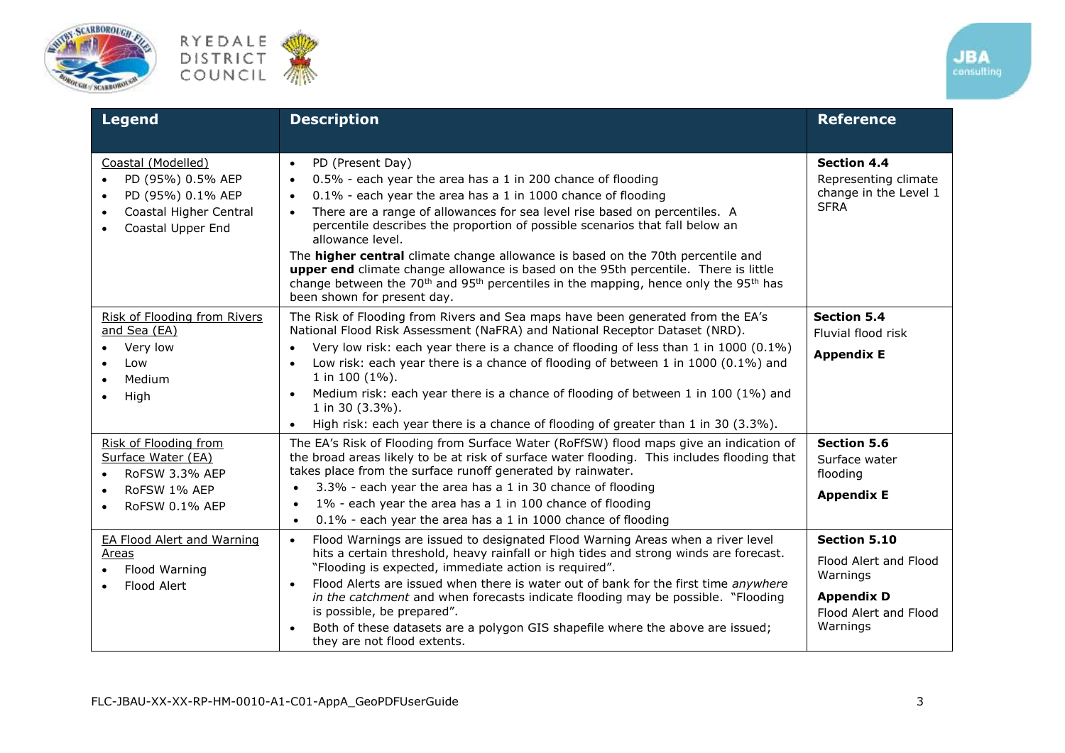| Legend | Description | Reference |
|---|---|---|
| Coastal (Modelled)<br>• PD (95%) 0.5% AEP<br>• PD (95%) 0.1% AEP<br>• Coastal Higher Central<br>• Coastal Upper End | • PD (Present Day)<br>• 0.5% - each year the area has a 1 in 200 chance of flooding<br>• 0.1% - each year the area has a 1 in 1000 chance of flooding<br>• There are a range of allowances for sea level rise based on percentiles. A percentile describes the proportion of possible scenarios that fall below an allowance level.<br>The **higher central** climate change allowance is based on the 70th percentile and **upper end** climate change allowance is based on the 95th percentile. There is little change between the 70th and 95th percentiles in the mapping, hence only the 95th has been shown for present day. | **Section 4.4**<br>Representing climate change in the Level 1 SFRA |
| Risk of Flooding from Rivers and Sea (EA)<br>• Very low<br>• Low<br>• Medium<br>• High | The Risk of Flooding from Rivers and Sea maps have been generated from the EA's National Flood Risk Assessment (NaFRA) and National Receptor Dataset (NRD).<br>• Very low risk: each year there is a chance of flooding of less than 1 in 1000 (0.1%)<br>• Low risk: each year there is a chance of flooding of between 1 in 1000 (0.1%) and 1 in 100 (1%).<br>• Medium risk: each year there is a chance of flooding of between 1 in 100 (1%) and 1 in 30 (3.3%).<br>• High risk: each year there is a chance of flooding of greater than 1 in 30 (3.3%). | **Section 5.4**<br>Fluvial flood risk<br>**Appendix E** |
| Risk of Flooding from Surface Water (EA)<br>• RoFSW 3.3% AEP<br>• RoFSW 1% AEP<br>• RoFSW 0.1% AEP | The EA's Risk of Flooding from Surface Water (RoFfSW) flood maps give an indication of the broad areas likely to be at risk of surface water flooding. This includes flooding that takes place from the surface runoff generated by rainwater.<br>• 3.3% - each year the area has a 1 in 30 chance of flooding<br>• 1% - each year the area has a 1 in 100 chance of flooding<br>• 0.1% - each year the area has a 1 in 1000 chance of flooding | **Section 5.6**<br>Surface water flooding<br>**Appendix E** |
| EA Flood Alert and Warning Areas<br>• Flood Warning<br>• Flood Alert | • Flood Warnings are issued to designated Flood Warning Areas when a river level hits a certain threshold, heavy rainfall or high tides and strong winds are forecast. "Flooding is expected, immediate action is required".<br>• Flood Alerts are issued when there is water out of bank for the first time *anywhere in the catchment* and when forecasts indicate flooding may be possible. "Flooding is possible, be prepared".<br>• Both of these datasets are a polygon GIS shapefile where the above are issued; they are not flood extents. | **Section 5.10**<br>Flood Alert and Flood Warnings<br>**Appendix D**<br>Flood Alert and Flood Warnings |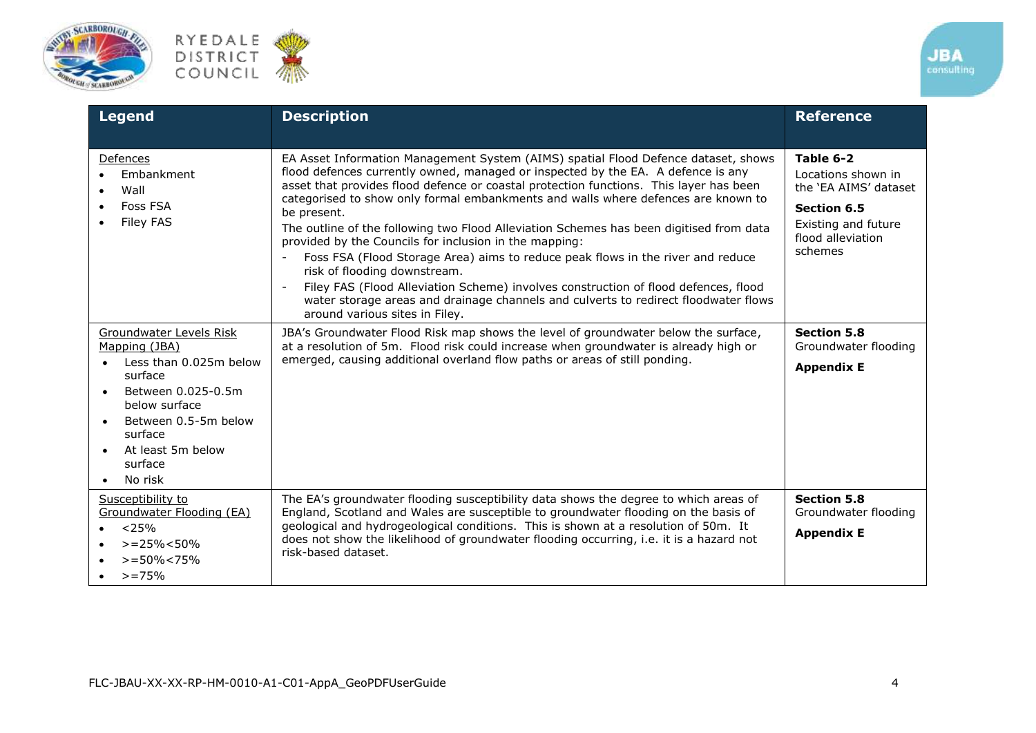| Legend | Description | Reference |
|---|---|---|
| Defences<br>• Embankment<br>• Wall<br>• Foss FSA<br>• Filey FAS | EA Asset Information Management System (AIMS) spatial Flood Defence dataset, shows flood defences currently owned, managed or inspected by the EA. A defence is any asset that provides flood defence or coastal protection functions. This layer has been categorised to show only formal embankments and walls where defences are known to be present.<br>The outline of the following two Flood Alleviation Schemes has been digitised from data provided by the Councils for inclusion in the mapping:<br>- Foss FSA (Flood Storage Area) aims to reduce peak flows in the river and reduce risk of flooding downstream.<br>- Filey FAS (Flood Alleviation Scheme) involves construction of flood defences, flood water storage areas and drainage channels and culverts to redirect floodwater flows around various sites in Filey. | **Table 6-2**<br>Locations shown in the 'EA AIMS' dataset<br>**Section 6.5**<br>Existing and future flood alleviation schemes |
| Groundwater Levels Risk Mapping (JBA)<br>• Less than 0.025m below surface<br>• Between 0.025-0.5m below surface<br>• Between 0.5-5m below surface<br>• At least 5m below surface<br>• No risk | JBA's Groundwater Flood Risk map shows the level of groundwater below the surface, at a resolution of 5m. Flood risk could increase when groundwater is already high or emerged, causing additional overland flow paths or areas of still ponding. | **Section 5.8**<br>Groundwater flooding<br>**Appendix E** |
| Susceptibility to Groundwater Flooding (EA)<br>• <25%<br>• >=25%<50%<br>• >=50%<75%<br>• >=75% | The EA's groundwater flooding susceptibility data shows the degree to which areas of England, Scotland and Wales are susceptible to groundwater flooding on the basis of geological and hydrogeological conditions. This is shown at a resolution of 50m. It does not show the likelihood of groundwater flooding occurring, i.e. it is a hazard not risk-based dataset. | **Section 5.8**<br>Groundwater flooding<br>**Appendix E** |